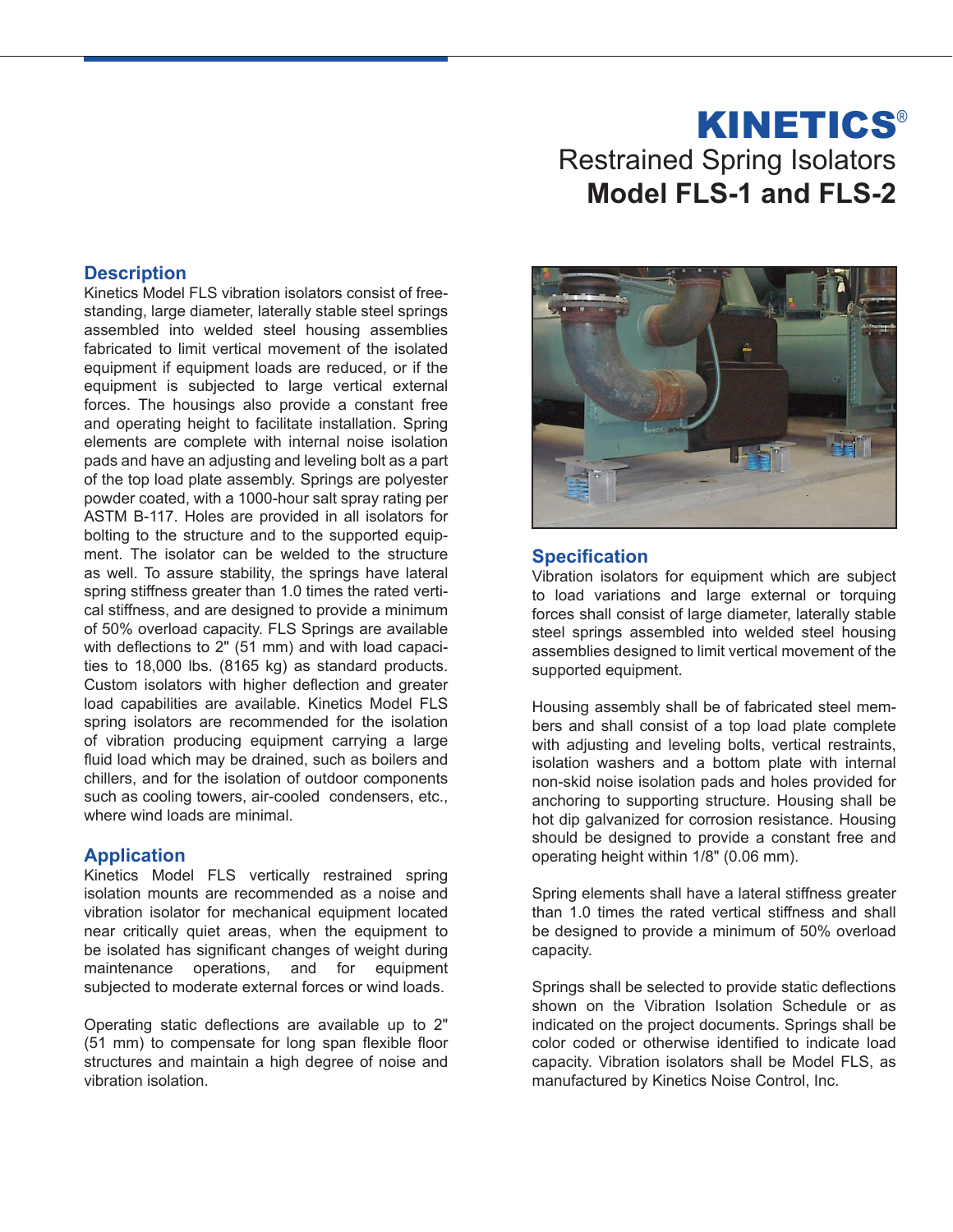# KINETICS®

## Restrained Spring Isolators

## Model FLS-1 and FLS-2

### Description

Kinetics Model FLS vibration isolators consist of free-standing, large diameter, laterally stable steel springs assembled into welded steel housing assemblies fabricated to limit vertical movement of the isolated equipment if equipment loads are reduced, or if the equipment is subjected to large vertical external forces. The housings also provide a constant free and operating height to facilitate installation. Spring elements are complete with internal noise isolation pads and have an adjusting and leveling bolt as a part of the top load plate assembly. Springs are polyester powder coated, with a 1000-hour salt spray rating per ASTM B-117. Holes are provided in all isolators for bolting to the structure and to the supported equipment. The isolator can be welded to the structure as well. To assure stability, the springs have lateral spring stiffness greater than 1.0 times the rated vertical stiffness, and are designed to provide a minimum of 50% overload capacity. FLS Springs are available with deflections to 2" (51 mm) and with load capacities to 18,000 lbs. (8165 kg) as standard products. Custom isolators with higher deflection and greater load capabilities are available. Kinetics Model FLS spring isolators are recommended for the isolation of vibration producing equipment carrying a large fluid load which may be drained, such as boilers and chillers, and for the isolation of outdoor components such as cooling towers, air-cooled condensers, etc., where wind loads are minimal.

### Application

Kinetics Model FLS vertically restrained spring isolation mounts are recommended as a noise and vibration isolator for mechanical equipment located near critically quiet areas, when the equipment to be isolated has significant changes of weight during maintenance operations, and for equipment subjected to moderate external forces or wind loads.

Operating static deflections are available up to 2" (51 mm) to compensate for long span flexible floor structures and maintain a high degree of noise and vibration isolation.

### Specification

Vibration isolators for equipment which are subject to load variations and large external or torquing forces shall consist of large diameter, laterally stable steel springs assembled into welded steel housing assemblies designed to limit vertical movement of the supported equipment.

Housing assembly shall be of fabricated steel members and shall consist of a top load plate complete with adjusting and leveling bolts, vertical restraints, isolation washers and a bottom plate with internal non-skid noise isolation pads and holes provided for anchoring to supporting structure. Housing shall be hot dip galvanized for corrosion resistance. Housing should be designed to provide a constant free and operating height within 1/8" (0.06 mm).

Spring elements shall have a lateral stiffness greater than 1.0 times the rated vertical stiffness and shall be designed to provide a minimum of 50% overload capacity.

Springs shall be selected to provide static deflections shown on the Vibration Isolation Schedule or as indicated on the project documents. Springs shall be color coded or otherwise identified to indicate load capacity. Vibration isolators shall be Model FLS, as manufactured by Kinetics Noise Control, Inc.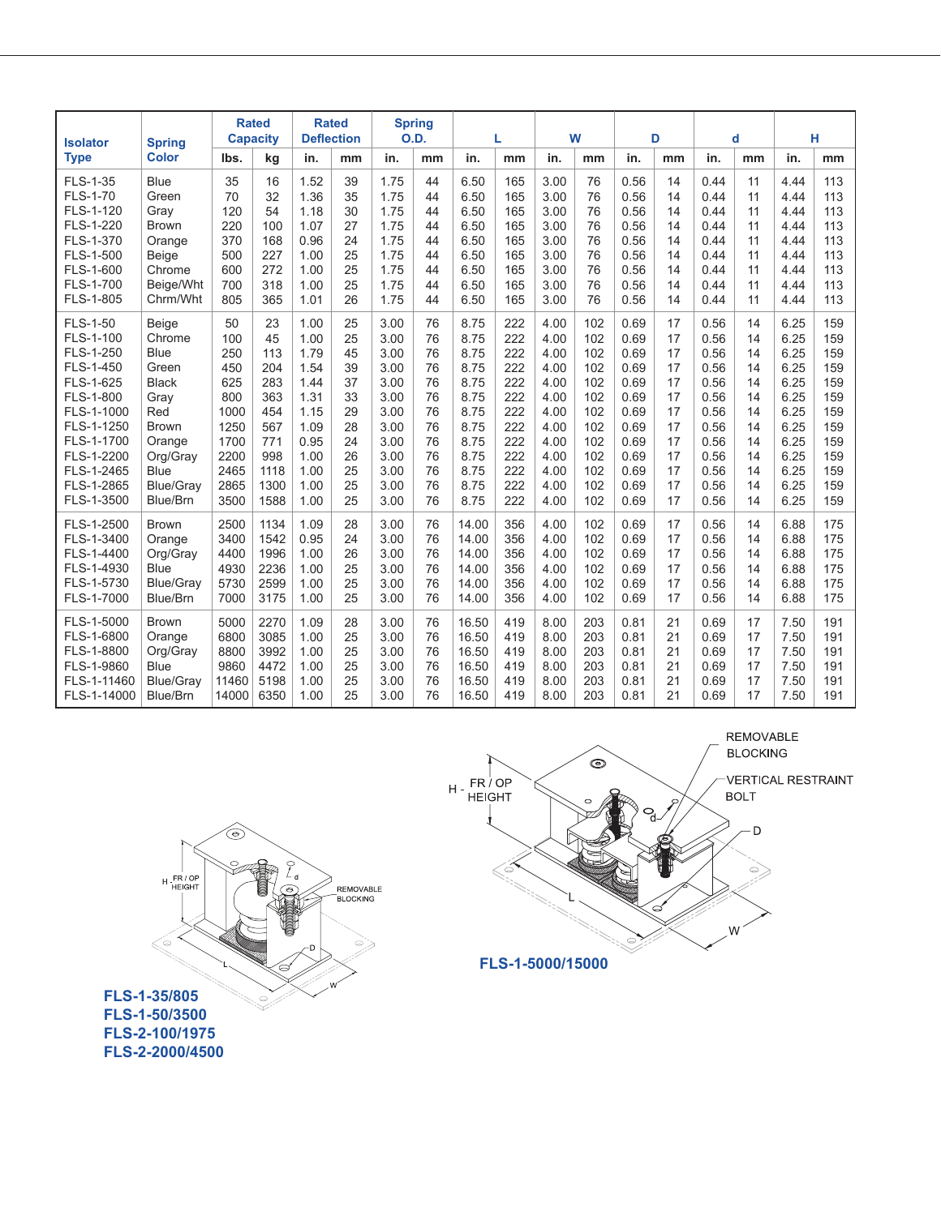| Isolator Type | Spring Color | Rated Capacity | | Rated Deflection | | Spring O.D. | | L | | W | | D | | d | | H | |
|---|---|---|---|---|---|---|---|---|---|---|---|---|---|---|---|---|---|
| | | lbs. | kg | in. | mm | in. | mm | in. | mm | in. | mm | in. | mm | in. | mm | in. | mm |
| FLS-1-35 | Blue | 35 | 16 | 1.52 | 39 | 1.75 | 44 | 6.50 | 165 | 3.00 | 76 | 0.56 | 14 | 0.44 | 11 | 4.44 | 113 |
| FLS-1-70 | Green | 70 | 32 | 1.36 | 35 | 1.75 | 44 | 6.50 | 165 | 3.00 | 76 | 0.56 | 14 | 0.44 | 11 | 4.44 | 113 |
| FLS-1-120 | Gray | 120 | 54 | 1.18 | 30 | 1.75 | 44 | 6.50 | 165 | 3.00 | 76 | 0.56 | 14 | 0.44 | 11 | 4.44 | 113 |
| FLS-1-220 | Brown | 220 | 100 | 1.07 | 27 | 1.75 | 44 | 6.50 | 165 | 3.00 | 76 | 0.56 | 14 | 0.44 | 11 | 4.44 | 113 |
| FLS-1-370 | Orange | 370 | 168 | 0.96 | 24 | 1.75 | 44 | 6.50 | 165 | 3.00 | 76 | 0.56 | 14 | 0.44 | 11 | 4.44 | 113 |
| FLS-1-500 | Beige | 500 | 227 | 1.00 | 25 | 1.75 | 44 | 6.50 | 165 | 3.00 | 76 | 0.56 | 14 | 0.44 | 11 | 4.44 | 113 |
| FLS-1-600 | Chrome | 600 | 272 | 1.00 | 25 | 1.75 | 44 | 6.50 | 165 | 3.00 | 76 | 0.56 | 14 | 0.44 | 11 | 4.44 | 113 |
| FLS-1-700 | Beige/Wht | 700 | 318 | 1.00 | 25 | 1.75 | 44 | 6.50 | 165 | 3.00 | 76 | 0.56 | 14 | 0.44 | 11 | 4.44 | 113 |
| FLS-1-805 | Chrm/Wht | 805 | 365 | 1.01 | 26 | 1.75 | 44 | 6.50 | 165 | 3.00 | 76 | 0.56 | 14 | 0.44 | 11 | 4.44 | 113 |
| FLS-1-50 | Beige | 50 | 23 | 1.00 | 25 | 3.00 | 76 | 8.75 | 222 | 4.00 | 102 | 0.69 | 17 | 0.56 | 14 | 6.25 | 159 |
| FLS-1-100 | Chrome | 100 | 45 | 1.00 | 25 | 3.00 | 76 | 8.75 | 222 | 4.00 | 102 | 0.69 | 17 | 0.56 | 14 | 6.25 | 159 |
| FLS-1-250 | Blue | 250 | 113 | 1.79 | 45 | 3.00 | 76 | 8.75 | 222 | 4.00 | 102 | 0.69 | 17 | 0.56 | 14 | 6.25 | 159 |
| FLS-1-450 | Green | 450 | 204 | 1.54 | 39 | 3.00 | 76 | 8.75 | 222 | 4.00 | 102 | 0.69 | 17 | 0.56 | 14 | 6.25 | 159 |
| FLS-1-625 | Black | 625 | 283 | 1.44 | 37 | 3.00 | 76 | 8.75 | 222 | 4.00 | 102 | 0.69 | 17 | 0.56 | 14 | 6.25 | 159 |
| FLS-1-800 | Gray | 800 | 363 | 1.31 | 33 | 3.00 | 76 | 8.75 | 222 | 4.00 | 102 | 0.69 | 17 | 0.56 | 14 | 6.25 | 159 |
| FLS-1-1000 | Red | 1000 | 454 | 1.15 | 29 | 3.00 | 76 | 8.75 | 222 | 4.00 | 102 | 0.69 | 17 | 0.56 | 14 | 6.25 | 159 |
| FLS-1-1250 | Brown | 1250 | 567 | 1.09 | 28 | 3.00 | 76 | 8.75 | 222 | 4.00 | 102 | 0.69 | 17 | 0.56 | 14 | 6.25 | 159 |
| FLS-1-1700 | Orange | 1700 | 771 | 0.95 | 24 | 3.00 | 76 | 8.75 | 222 | 4.00 | 102 | 0.69 | 17 | 0.56 | 14 | 6.25 | 159 |
| FLS-1-2200 | Org/Gray | 2200 | 998 | 1.00 | 26 | 3.00 | 76 | 8.75 | 222 | 4.00 | 102 | 0.69 | 17 | 0.56 | 14 | 6.25 | 159 |
| FLS-1-2465 | Blue | 2465 | 1118 | 1.00 | 25 | 3.00 | 76 | 8.75 | 222 | 4.00 | 102 | 0.69 | 17 | 0.56 | 14 | 6.25 | 159 |
| FLS-1-2865 | Blue/Gray | 2865 | 1300 | 1.00 | 25 | 3.00 | 76 | 8.75 | 222 | 4.00 | 102 | 0.69 | 17 | 0.56 | 14 | 6.25 | 159 |
| FLS-1-3500 | Blue/Brn | 3500 | 1588 | 1.00 | 25 | 3.00 | 76 | 8.75 | 222 | 4.00 | 102 | 0.69 | 17 | 0.56 | 14 | 6.25 | 159 |
| FLS-1-2500 | Brown | 2500 | 1134 | 1.09 | 28 | 3.00 | 76 | 14.00 | 356 | 4.00 | 102 | 0.69 | 17 | 0.56 | 14 | 6.88 | 175 |
| FLS-1-3400 | Orange | 3400 | 1542 | 0.95 | 24 | 3.00 | 76 | 14.00 | 356 | 4.00 | 102 | 0.69 | 17 | 0.56 | 14 | 6.88 | 175 |
| FLS-1-4400 | Org/Gray | 4400 | 1996 | 1.00 | 26 | 3.00 | 76 | 14.00 | 356 | 4.00 | 102 | 0.69 | 17 | 0.56 | 14 | 6.88 | 175 |
| FLS-1-4930 | Blue | 4930 | 2236 | 1.00 | 25 | 3.00 | 76 | 14.00 | 356 | 4.00 | 102 | 0.69 | 17 | 0.56 | 14 | 6.88 | 175 |
| FLS-1-5730 | Blue/Gray | 5730 | 2599 | 1.00 | 25 | 3.00 | 76 | 14.00 | 356 | 4.00 | 102 | 0.69 | 17 | 0.56 | 14 | 6.88 | 175 |
| FLS-1-7000 | Blue/Brn | 7000 | 3175 | 1.00 | 25 | 3.00 | 76 | 14.00 | 356 | 4.00 | 102 | 0.69 | 17 | 0.56 | 14 | 6.88 | 175 |
| FLS-1-5000 | Brown | 5000 | 2270 | 1.09 | 28 | 3.00 | 76 | 16.50 | 419 | 8.00 | 203 | 0.81 | 21 | 0.69 | 17 | 7.50 | 191 |
| FLS-1-6800 | Orange | 6800 | 3085 | 1.00 | 25 | 3.00 | 76 | 16.50 | 419 | 8.00 | 203 | 0.81 | 21 | 0.69 | 17 | 7.50 | 191 |
| FLS-1-8800 | Org/Gray | 8800 | 3992 | 1.00 | 25 | 3.00 | 76 | 16.50 | 419 | 8.00 | 203 | 0.81 | 21 | 0.69 | 17 | 7.50 | 191 |
| FLS-1-9860 | Blue | 9860 | 4472 | 1.00 | 25 | 3.00 | 76 | 16.50 | 419 | 8.00 | 203 | 0.81 | 21 | 0.69 | 17 | 7.50 | 191 |
| FLS-1-11460 | Blue/Gray | 11460 | 5198 | 1.00 | 25 | 3.00 | 76 | 16.50 | 419 | 8.00 | 203 | 0.81 | 21 | 0.69 | 17 | 7.50 | 191 |
| FLS-1-14000 | Blue/Brn | 14000 | 6350 | 1.00 | 25 | 3.00 | 76 | 16.50 | 419 | 8.00 | 203 | 0.81 | 21 | 0.69 | 17 | 7.50 | 191 |

H - FR / OP HEIGHT

REMOVABLE BLOCKING

**FLS-1-35/805**
**FLS-1-50/3500**
**FLS-2-100/1975**
**FLS-2-2000/4500**

H - FR / OP HEIGHT

REMOVABLE BLOCKING

VERTICAL RESTRAINT BOLT

**FLS-1-5000/15000**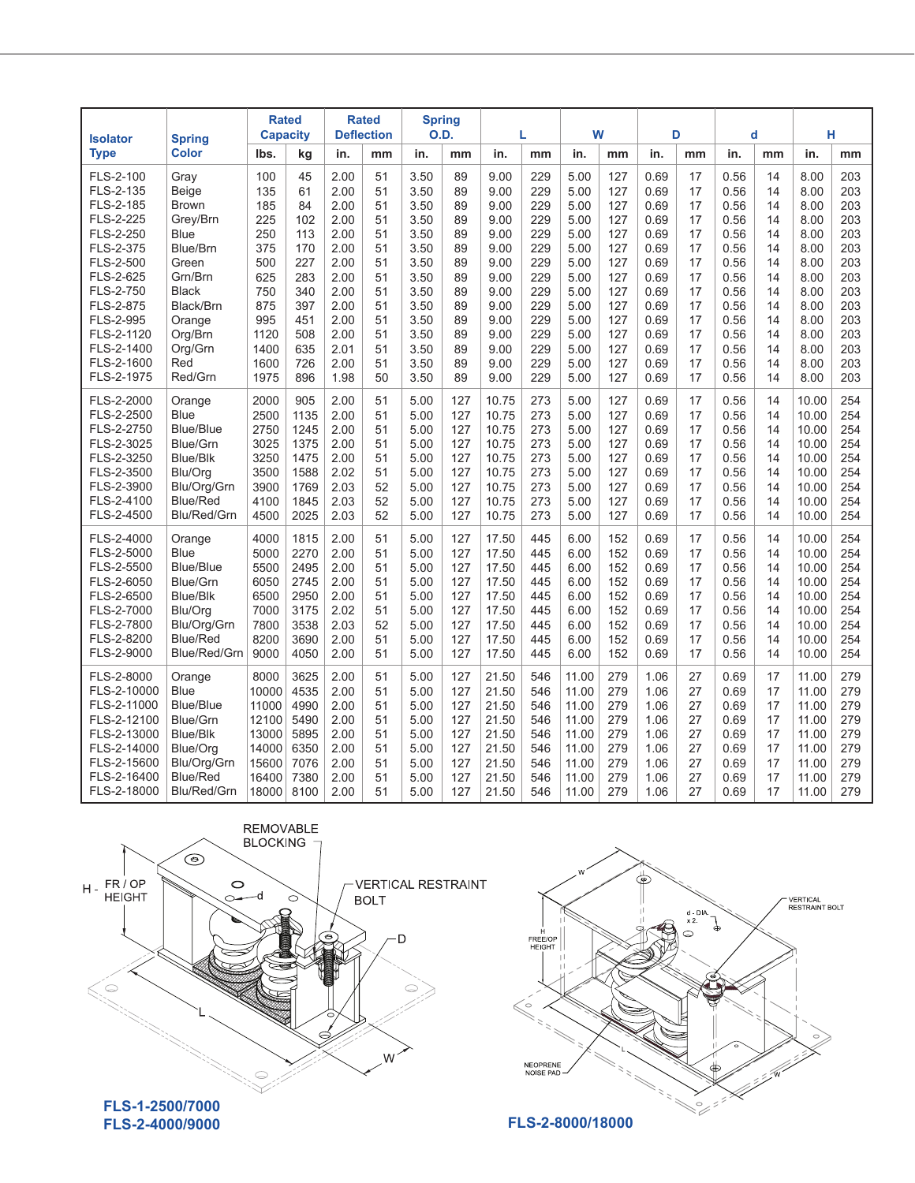| Isolator Type | Spring Color | Rated Capacity | | Rated Deflection | | Spring O.D. | | L | | W | | D | | d | | H | |
|---|---|---|---|---|---|---|---|---|---|---|---|---|---|---|---|---|---|
| | | lbs. | kg | in. | mm | in. | mm | in. | mm | in. | mm | in. | mm | in. | mm | in. | mm |
| FLS-2-100 | Gray | 100 | 45 | 2.00 | 51 | 3.50 | 89 | 9.00 | 229 | 5.00 | 127 | 0.69 | 17 | 0.56 | 14 | 8.00 | 203 |
| FLS-2-135 | Beige | 135 | 61 | 2.00 | 51 | 3.50 | 89 | 9.00 | 229 | 5.00 | 127 | 0.69 | 17 | 0.56 | 14 | 8.00 | 203 |
| FLS-2-185 | Brown | 185 | 84 | 2.00 | 51 | 3.50 | 89 | 9.00 | 229 | 5.00 | 127 | 0.69 | 17 | 0.56 | 14 | 8.00 | 203 |
| FLS-2-225 | Grey/Brn | 225 | 102 | 2.00 | 51 | 3.50 | 89 | 9.00 | 229 | 5.00 | 127 | 0.69 | 17 | 0.56 | 14 | 8.00 | 203 |
| FLS-2-250 | Blue | 250 | 113 | 2.00 | 51 | 3.50 | 89 | 9.00 | 229 | 5.00 | 127 | 0.69 | 17 | 0.56 | 14 | 8.00 | 203 |
| FLS-2-375 | Blue/Brn | 375 | 170 | 2.00 | 51 | 3.50 | 89 | 9.00 | 229 | 5.00 | 127 | 0.69 | 17 | 0.56 | 14 | 8.00 | 203 |
| FLS-2-500 | Green | 500 | 227 | 2.00 | 51 | 3.50 | 89 | 9.00 | 229 | 5.00 | 127 | 0.69 | 17 | 0.56 | 14 | 8.00 | 203 |
| FLS-2-625 | Grn/Brn | 625 | 283 | 2.00 | 51 | 3.50 | 89 | 9.00 | 229 | 5.00 | 127 | 0.69 | 17 | 0.56 | 14 | 8.00 | 203 |
| FLS-2-750 | Black | 750 | 340 | 2.00 | 51 | 3.50 | 89 | 9.00 | 229 | 5.00 | 127 | 0.69 | 17 | 0.56 | 14 | 8.00 | 203 |
| FLS-2-875 | Black/Brn | 875 | 397 | 2.00 | 51 | 3.50 | 89 | 9.00 | 229 | 5.00 | 127 | 0.69 | 17 | 0.56 | 14 | 8.00 | 203 |
| FLS-2-995 | Orange | 995 | 451 | 2.00 | 51 | 3.50 | 89 | 9.00 | 229 | 5.00 | 127 | 0.69 | 17 | 0.56 | 14 | 8.00 | 203 |
| FLS-2-1120 | Org/Brn | 1120 | 508 | 2.00 | 51 | 3.50 | 89 | 9.00 | 229 | 5.00 | 127 | 0.69 | 17 | 0.56 | 14 | 8.00 | 203 |
| FLS-2-1400 | Org/Grn | 1400 | 635 | 2.01 | 51 | 3.50 | 89 | 9.00 | 229 | 5.00 | 127 | 0.69 | 17 | 0.56 | 14 | 8.00 | 203 |
| FLS-2-1600 | Red | 1600 | 726 | 2.00 | 51 | 3.50 | 89 | 9.00 | 229 | 5.00 | 127 | 0.69 | 17 | 0.56 | 14 | 8.00 | 203 |
| FLS-2-1975 | Red/Grn | 1975 | 896 | 1.98 | 50 | 3.50 | 89 | 9.00 | 229 | 5.00 | 127 | 0.69 | 17 | 0.56 | 14 | 8.00 | 203 |
| FLS-2-2000 | Orange | 2000 | 905 | 2.00 | 51 | 5.00 | 127 | 10.75 | 273 | 5.00 | 127 | 0.69 | 17 | 0.56 | 14 | 10.00 | 254 |
| FLS-2-2500 | Blue | 2500 | 1135 | 2.00 | 51 | 5.00 | 127 | 10.75 | 273 | 5.00 | 127 | 0.69 | 17 | 0.56 | 14 | 10.00 | 254 |
| FLS-2-2750 | Blue/Blue | 2750 | 1245 | 2.00 | 51 | 5.00 | 127 | 10.75 | 273 | 5.00 | 127 | 0.69 | 17 | 0.56 | 14 | 10.00 | 254 |
| FLS-2-3025 | Blue/Grn | 3025 | 1375 | 2.00 | 51 | 5.00 | 127 | 10.75 | 273 | 5.00 | 127 | 0.69 | 17 | 0.56 | 14 | 10.00 | 254 |
| FLS-2-3250 | Blue/Blk | 3250 | 1475 | 2.00 | 51 | 5.00 | 127 | 10.75 | 273 | 5.00 | 127 | 0.69 | 17 | 0.56 | 14 | 10.00 | 254 |
| FLS-2-3500 | Blu/Org | 3500 | 1588 | 2.02 | 51 | 5.00 | 127 | 10.75 | 273 | 5.00 | 127 | 0.69 | 17 | 0.56 | 14 | 10.00 | 254 |
| FLS-2-3900 | Blu/Org/Grn | 3900 | 1769 | 2.03 | 52 | 5.00 | 127 | 10.75 | 273 | 5.00 | 127 | 0.69 | 17 | 0.56 | 14 | 10.00 | 254 |
| FLS-2-4100 | Blue/Red | 4100 | 1845 | 2.03 | 52 | 5.00 | 127 | 10.75 | 273 | 5.00 | 127 | 0.69 | 17 | 0.56 | 14 | 10.00 | 254 |
| FLS-2-4500 | Blu/Red/Grn | 4500 | 2025 | 2.03 | 52 | 5.00 | 127 | 10.75 | 273 | 5.00 | 127 | 0.69 | 17 | 0.56 | 14 | 10.00 | 254 |
| FLS-2-4000 | Orange | 4000 | 1815 | 2.00 | 51 | 5.00 | 127 | 17.50 | 445 | 6.00 | 152 | 0.69 | 17 | 0.56 | 14 | 10.00 | 254 |
| FLS-2-5000 | Blue | 5000 | 2270 | 2.00 | 51 | 5.00 | 127 | 17.50 | 445 | 6.00 | 152 | 0.69 | 17 | 0.56 | 14 | 10.00 | 254 |
| FLS-2-5500 | Blue/Blue | 5500 | 2495 | 2.00 | 51 | 5.00 | 127 | 17.50 | 445 | 6.00 | 152 | 0.69 | 17 | 0.56 | 14 | 10.00 | 254 |
| FLS-2-6050 | Blue/Grn | 6050 | 2745 | 2.00 | 51 | 5.00 | 127 | 17.50 | 445 | 6.00 | 152 | 0.69 | 17 | 0.56 | 14 | 10.00 | 254 |
| FLS-2-6500 | Blue/Blk | 6500 | 2950 | 2.00 | 51 | 5.00 | 127 | 17.50 | 445 | 6.00 | 152 | 0.69 | 17 | 0.56 | 14 | 10.00 | 254 |
| FLS-2-7000 | Blu/Org | 7000 | 3175 | 2.02 | 51 | 5.00 | 127 | 17.50 | 445 | 6.00 | 152 | 0.69 | 17 | 0.56 | 14 | 10.00 | 254 |
| FLS-2-7800 | Blu/Org/Grn | 7800 | 3538 | 2.03 | 52 | 5.00 | 127 | 17.50 | 445 | 6.00 | 152 | 0.69 | 17 | 0.56 | 14 | 10.00 | 254 |
| FLS-2-8200 | Blue/Red | 8200 | 3690 | 2.00 | 51 | 5.00 | 127 | 17.50 | 445 | 6.00 | 152 | 0.69 | 17 | 0.56 | 14 | 10.00 | 254 |
| FLS-2-9000 | Blue/Red/Grn | 9000 | 4050 | 2.00 | 51 | 5.00 | 127 | 17.50 | 445 | 6.00 | 152 | 0.69 | 17 | 0.56 | 14 | 10.00 | 254 |
| FLS-2-8000 | Orange | 8000 | 3625 | 2.00 | 51 | 5.00 | 127 | 21.50 | 546 | 11.00 | 279 | 1.06 | 27 | 0.69 | 17 | 11.00 | 279 |
| FLS-2-10000 | Blue | 10000 | 4535 | 2.00 | 51 | 5.00 | 127 | 21.50 | 546 | 11.00 | 279 | 1.06 | 27 | 0.69 | 17 | 11.00 | 279 |
| FLS-2-11000 | Blue/Blue | 11000 | 4990 | 2.00 | 51 | 5.00 | 127 | 21.50 | 546 | 11.00 | 279 | 1.06 | 27 | 0.69 | 17 | 11.00 | 279 |
| FLS-2-12100 | Blue/Grn | 12100 | 5490 | 2.00 | 51 | 5.00 | 127 | 21.50 | 546 | 11.00 | 279 | 1.06 | 27 | 0.69 | 17 | 11.00 | 279 |
| FLS-2-13000 | Blue/Blk | 13000 | 5895 | 2.00 | 51 | 5.00 | 127 | 21.50 | 546 | 11.00 | 279 | 1.06 | 27 | 0.69 | 17 | 11.00 | 279 |
| FLS-2-14000 | Blue/Org | 14000 | 6350 | 2.00 | 51 | 5.00 | 127 | 21.50 | 546 | 11.00 | 279 | 1.06 | 27 | 0.69 | 17 | 11.00 | 279 |
| FLS-2-15600 | Blu/Org/Grn | 15600 | 7076 | 2.00 | 51 | 5.00 | 127 | 21.50 | 546 | 11.00 | 279 | 1.06 | 27 | 0.69 | 17 | 11.00 | 279 |
| FLS-2-16400 | Blue/Red | 16400 | 7380 | 2.00 | 51 | 5.00 | 127 | 21.50 | 546 | 11.00 | 279 | 1.06 | 27 | 0.69 | 17 | 11.00 | 279 |
| FLS-2-18000 | Blu/Red/Grn | 18000 | 8100 | 2.00 | 51 | 5.00 | 127 | 21.50 | 546 | 11.00 | 279 | 1.06 | 27 | 0.69 | 17 | 11.00 | 279 |

REMOVABLE BLOCKING

H - FR / OP HEIGHT

VERTICAL RESTRAINT BOLT

**FLS-1-2500/7000**
**FLS-2-4000/9000**

VERTICAL RESTRAINT BOLT

H FREE/OP HEIGHT

d - DIA. x 2.

NEOPRENE NOISE PAD

**FLS-2-8000/18000**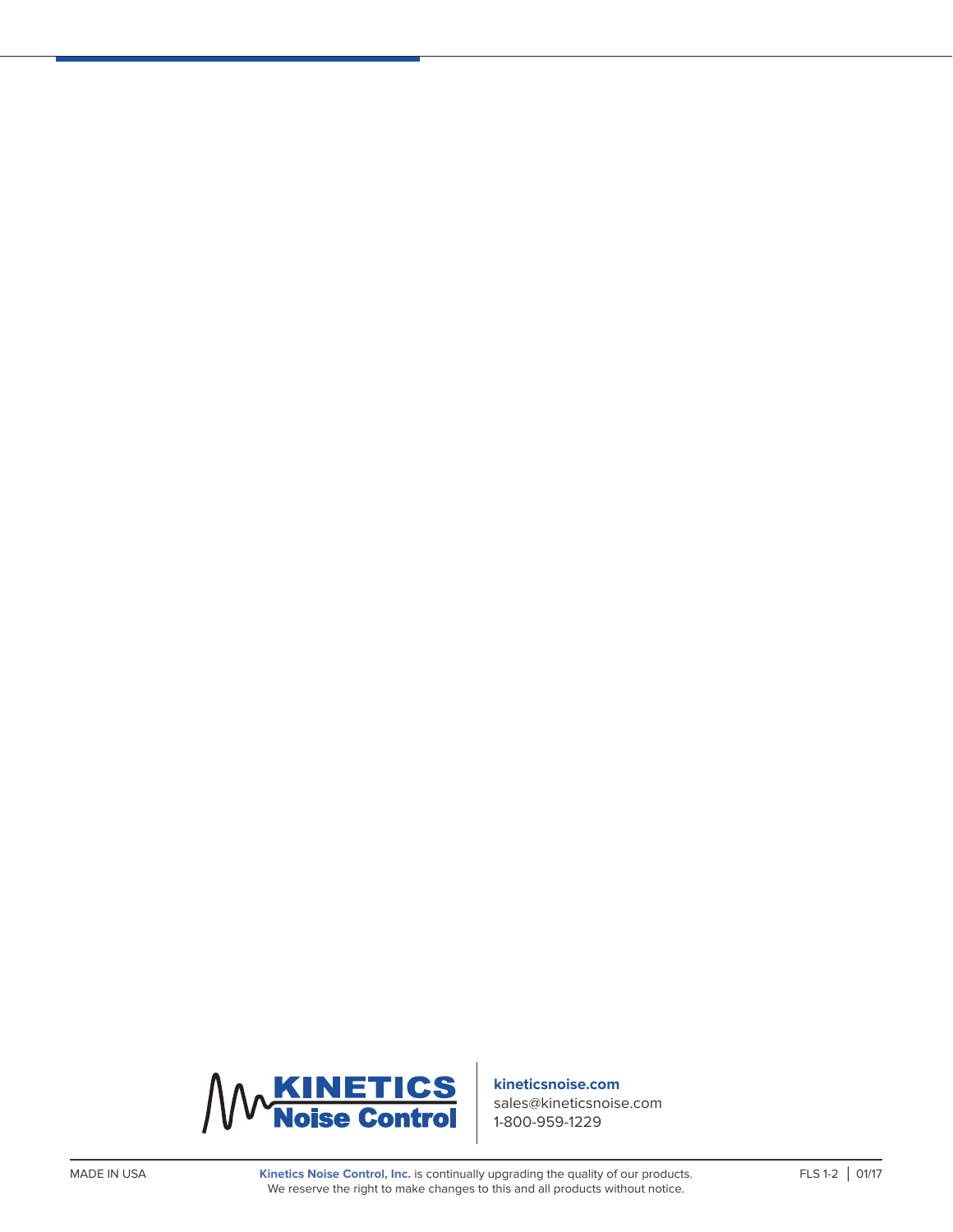**kineticsnoise.com**
sales@kineticsnoise.com
1-800-959-1229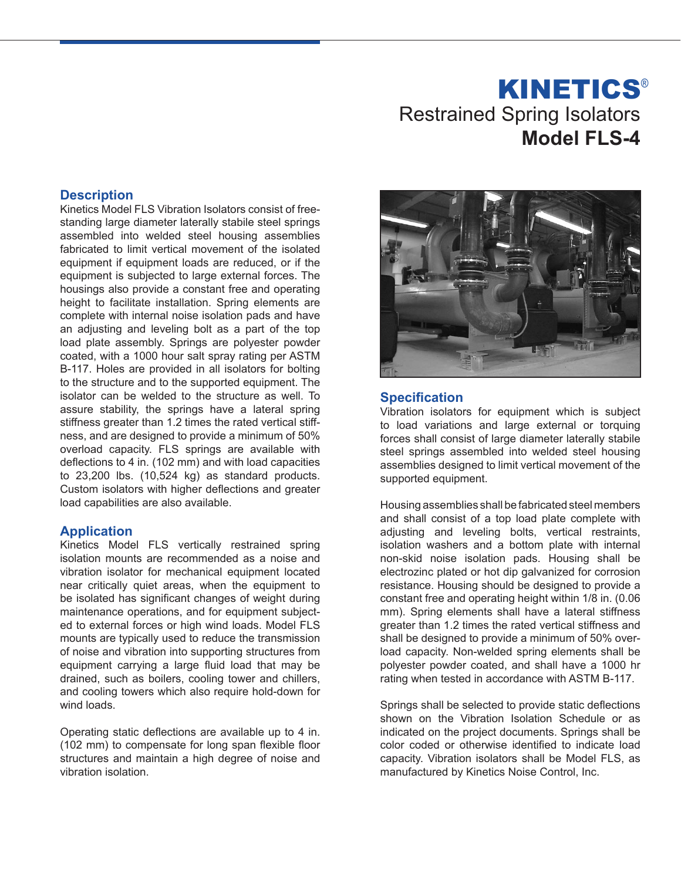# KINETICS®

## Restrained Spring Isolators
## Model FLS-4

### Description

Kinetics Model FLS Vibration Isolators consist of free-standing large diameter laterally stabile steel springs assembled into welded steel housing assemblies fabricated to limit vertical movement of the isolated equipment if equipment loads are reduced, or if the equipment is subjected to large external forces. The housings also provide a constant free and operating height to facilitate installation. Spring elements are complete with internal noise isolation pads and have an adjusting and leveling bolt as a part of the top load plate assembly. Springs are polyester powder coated, with a 1000 hour salt spray rating per ASTM B-117. Holes are provided in all isolators for bolting to the structure and to the supported equipment. The isolator can be welded to the structure as well. To assure stability, the springs have a lateral spring stiffness greater than 1.2 times the rated vertical stiffness, and are designed to provide a minimum of 50% overload capacity. FLS springs are available with deflections to 4 in. (102 mm) and with load capacities to 23,200 lbs. (10,524 kg) as standard products. Custom isolators with higher deflections and greater load capabilities are also available.

### Application

Kinetics Model FLS vertically restrained spring isolation mounts are recommended as a noise and vibration isolator for mechanical equipment located near critically quiet areas, when the equipment to be isolated has significant changes of weight during maintenance operations, and for equipment subjected to external forces or high wind loads. Model FLS mounts are typically used to reduce the transmission of noise and vibration into supporting structures from equipment carrying a large fluid load that may be drained, such as boilers, cooling tower and chillers, and cooling towers which also require hold-down for wind loads.

Operating static deflections are available up to 4 in. (102 mm) to compensate for long span flexible floor structures and maintain a high degree of noise and vibration isolation.

### Specification

Vibration isolators for equipment which is subject to load variations and large external or torquing forces shall consist of large diameter laterally stabile steel springs assembled into welded steel housing assemblies designed to limit vertical movement of the supported equipment.

Housing assemblies shall be fabricated steel members and shall consist of a top load plate complete with adjusting and leveling bolts, vertical restraints, isolation washers and a bottom plate with internal non-skid noise isolation pads. Housing shall be electrozinc plated or hot dip galvanized for corrosion resistance. Housing should be designed to provide a constant free and operating height within 1/8 in. (0.06 mm). Spring elements shall have a lateral stiffness greater than 1.2 times the rated vertical stiffness and shall be designed to provide a minimum of 50% overload capacity. Non-welded spring elements shall be polyester powder coated, and shall have a 1000 hr rating when tested in accordance with ASTM B-117.

Springs shall be selected to provide static deflections shown on the Vibration Isolation Schedule or as indicated on the project documents. Springs shall be color coded or otherwise identified to indicate load capacity. Vibration isolators shall be Model FLS, as manufactured by Kinetics Noise Control, Inc.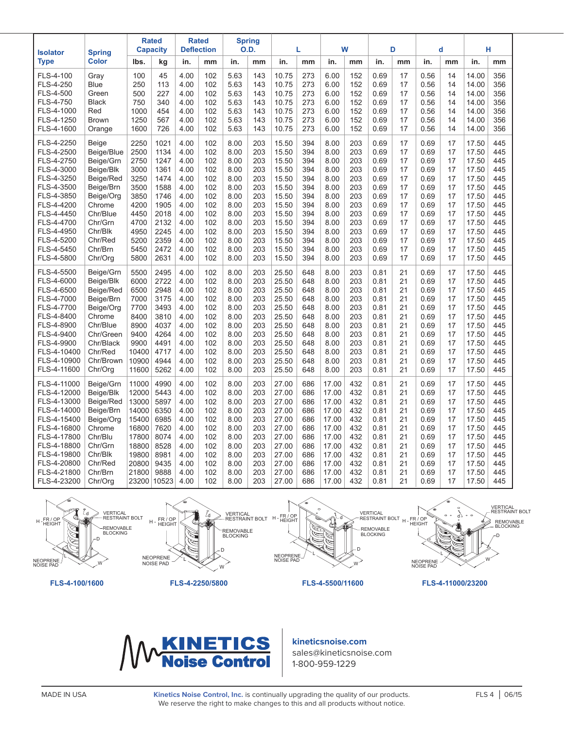| Isolator Type | Spring Color | Rated Capacity | | Rated Deflection | | Spring O.D. | | L | | W | | D | | d | | H | |
|---|---|---|---|---|---|---|---|---|---|---|---|---|---|---|---|---|---|
| | | lbs. | kg | in. | mm | in. | mm | in. | mm | in. | mm | in. | mm | in. | mm | in. | mm |
| FLS-4-100 | Gray | 100 | 45 | 4.00 | 102 | 5.63 | 143 | 10.75 | 273 | 6.00 | 152 | 0.69 | 17 | 0.56 | 14 | 14.00 | 356 |
| FLS-4-250 | Blue | 250 | 113 | 4.00 | 102 | 5.63 | 143 | 10.75 | 273 | 6.00 | 152 | 0.69 | 17 | 0.56 | 14 | 14.00 | 356 |
| FLS-4-500 | Green | 500 | 227 | 4.00 | 102 | 5.63 | 143 | 10.75 | 273 | 6.00 | 152 | 0.69 | 17 | 0.56 | 14 | 14.00 | 356 |
| FLS-4-750 | Black | 750 | 340 | 4.00 | 102 | 5.63 | 143 | 10.75 | 273 | 6.00 | 152 | 0.69 | 17 | 0.56 | 14 | 14.00 | 356 |
| FLS-4-1000 | Red | 1000 | 454 | 4.00 | 102 | 5.63 | 143 | 10.75 | 273 | 6.00 | 152 | 0.69 | 17 | 0.56 | 14 | 14.00 | 356 |
| FLS-4-1250 | Brown | 1250 | 567 | 4.00 | 102 | 5.63 | 143 | 10.75 | 273 | 6.00 | 152 | 0.69 | 17 | 0.56 | 14 | 14.00 | 356 |
| FLS-4-1600 | Orange | 1600 | 726 | 4.00 | 102 | 5.63 | 143 | 10.75 | 273 | 6.00 | 152 | 0.69 | 17 | 0.56 | 14 | 14.00 | 356 |
| FLS-4-2250 | Beige | 2250 | 1021 | 4.00 | 102 | 8.00 | 203 | 15.50 | 394 | 8.00 | 203 | 0.69 | 17 | 0.69 | 17 | 17.50 | 445 |
| FLS-4-2500 | Beige/Blue | 2500 | 1134 | 4.00 | 102 | 8.00 | 203 | 15.50 | 394 | 8.00 | 203 | 0.69 | 17 | 0.69 | 17 | 17.50 | 445 |
| FLS-4-2750 | Beige/Grn | 2750 | 1247 | 4.00 | 102 | 8.00 | 203 | 15.50 | 394 | 8.00 | 203 | 0.69 | 17 | 0.69 | 17 | 17.50 | 445 |
| FLS-4-3000 | Beige/Blk | 3000 | 1361 | 4.00 | 102 | 8.00 | 203 | 15.50 | 394 | 8.00 | 203 | 0.69 | 17 | 0.69 | 17 | 17.50 | 445 |
| FLS-4-3250 | Beige/Red | 3250 | 1474 | 4.00 | 102 | 8.00 | 203 | 15.50 | 394 | 8.00 | 203 | 0.69 | 17 | 0.69 | 17 | 17.50 | 445 |
| FLS-4-3500 | Beige/Brn | 3500 | 1588 | 4.00 | 102 | 8.00 | 203 | 15.50 | 394 | 8.00 | 203 | 0.69 | 17 | 0.69 | 17 | 17.50 | 445 |
| FLS-4-3850 | Beige/Org | 3850 | 1746 | 4.00 | 102 | 8.00 | 203 | 15.50 | 394 | 8.00 | 203 | 0.69 | 17 | 0.69 | 17 | 17.50 | 445 |
| FLS-4-4200 | Chrome | 4200 | 1905 | 4.00 | 102 | 8.00 | 203 | 15.50 | 394 | 8.00 | 203 | 0.69 | 17 | 0.69 | 17 | 17.50 | 445 |
| FLS-4-4450 | Chr/Blue | 4450 | 2018 | 4.00 | 102 | 8.00 | 203 | 15.50 | 394 | 8.00 | 203 | 0.69 | 17 | 0.69 | 17 | 17.50 | 445 |
| FLS-4-4700 | Chr/Grn | 4700 | 2132 | 4.00 | 102 | 8.00 | 203 | 15.50 | 394 | 8.00 | 203 | 0.69 | 17 | 0.69 | 17 | 17.50 | 445 |
| FLS-4-4950 | Chr/Blk | 4950 | 2245 | 4.00 | 102 | 8.00 | 203 | 15.50 | 394 | 8.00 | 203 | 0.69 | 17 | 0.69 | 17 | 17.50 | 445 |
| FLS-4-5200 | Chr/Red | 5200 | 2359 | 4.00 | 102 | 8.00 | 203 | 15.50 | 394 | 8.00 | 203 | 0.69 | 17 | 0.69 | 17 | 17.50 | 445 |
| FLS-4-5450 | Chr/Brn | 5450 | 2472 | 4.00 | 102 | 8.00 | 203 | 15.50 | 394 | 8.00 | 203 | 0.69 | 17 | 0.69 | 17 | 17.50 | 445 |
| FLS-4-5800 | Chr/Org | 5800 | 2631 | 4.00 | 102 | 8.00 | 203 | 15.50 | 394 | 8.00 | 203 | 0.69 | 17 | 0.69 | 17 | 17.50 | 445 |
| FLS-4-5500 | Beige/Grn | 5500 | 2495 | 4.00 | 102 | 8.00 | 203 | 25.50 | 648 | 8.00 | 203 | 0.81 | 21 | 0.69 | 17 | 17.50 | 445 |
| FLS-4-6000 | Beige/Blk | 6000 | 2722 | 4.00 | 102 | 8.00 | 203 | 25.50 | 648 | 8.00 | 203 | 0.81 | 21 | 0.69 | 17 | 17.50 | 445 |
| FLS-4-6500 | Beige/Red | 6500 | 2948 | 4.00 | 102 | 8.00 | 203 | 25.50 | 648 | 8.00 | 203 | 0.81 | 21 | 0.69 | 17 | 17.50 | 445 |
| FLS-4-7000 | Beige/Brn | 7000 | 3175 | 4.00 | 102 | 8.00 | 203 | 25.50 | 648 | 8.00 | 203 | 0.81 | 21 | 0.69 | 17 | 17.50 | 445 |
| FLS-4-7700 | Beige/Org | 7700 | 3493 | 4.00 | 102 | 8.00 | 203 | 25.50 | 648 | 8.00 | 203 | 0.81 | 21 | 0.69 | 17 | 17.50 | 445 |
| FLS-4-8400 | Chrome | 8400 | 3810 | 4.00 | 102 | 8.00 | 203 | 25.50 | 648 | 8.00 | 203 | 0.81 | 21 | 0.69 | 17 | 17.50 | 445 |
| FLS-4-8900 | Chr/Blue | 8900 | 4037 | 4.00 | 102 | 8.00 | 203 | 25.50 | 648 | 8.00 | 203 | 0.81 | 21 | 0.69 | 17 | 17.50 | 445 |
| FLS-4-9400 | Chr/Green | 9400 | 4264 | 4.00 | 102 | 8.00 | 203 | 25.50 | 648 | 8.00 | 203 | 0.81 | 21 | 0.69 | 17 | 17.50 | 445 |
| FLS-4-9900 | Chr/Black | 9900 | 4491 | 4.00 | 102 | 8.00 | 203 | 25.50 | 648 | 8.00 | 203 | 0.81 | 21 | 0.69 | 17 | 17.50 | 445 |
| FLS-4-10400 | Chr/Red | 10400 | 4717 | 4.00 | 102 | 8.00 | 203 | 25.50 | 648 | 8.00 | 203 | 0.81 | 21 | 0.69 | 17 | 17.50 | 445 |
| FLS-4-10900 | Chr/Brown | 10900 | 4944 | 4.00 | 102 | 8.00 | 203 | 25.50 | 648 | 8.00 | 203 | 0.81 | 21 | 0.69 | 17 | 17.50 | 445 |
| FLS-4-11600 | Chr/Org | 11600 | 5262 | 4.00 | 102 | 8.00 | 203 | 25.50 | 648 | 8.00 | 203 | 0.81 | 21 | 0.69 | 17 | 17.50 | 445 |
| FLS-4-11000 | Beige/Grn | 11000 | 4990 | 4.00 | 102 | 8.00 | 203 | 27.00 | 686 | 17.00 | 432 | 0.81 | 21 | 0.69 | 17 | 17.50 | 445 |
| FLS-4-12000 | Beige/Blk | 12000 | 5443 | 4.00 | 102 | 8.00 | 203 | 27.00 | 686 | 17.00 | 432 | 0.81 | 21 | 0.69 | 17 | 17.50 | 445 |
| FLS-4-13000 | Beige/Red | 13000 | 5897 | 4.00 | 102 | 8.00 | 203 | 27.00 | 686 | 17.00 | 432 | 0.81 | 21 | 0.69 | 17 | 17.50 | 445 |
| FLS-4-14000 | Beige/Brn | 14000 | 6350 | 4.00 | 102 | 8.00 | 203 | 27.00 | 686 | 17.00 | 432 | 0.81 | 21 | 0.69 | 17 | 17.50 | 445 |
| FLS-4-15400 | Beige/Org | 15400 | 6985 | 4.00 | 102 | 8.00 | 203 | 27.00 | 686 | 17.00 | 432 | 0.81 | 21 | 0.69 | 17 | 17.50 | 445 |
| FLS-4-16800 | Chrome | 16800 | 7620 | 4.00 | 102 | 8.00 | 203 | 27.00 | 686 | 17.00 | 432 | 0.81 | 21 | 0.69 | 17 | 17.50 | 445 |
| FLS-4-17800 | Chr/Blu | 17800 | 8074 | 4.00 | 102 | 8.00 | 203 | 27.00 | 686 | 17.00 | 432 | 0.81 | 21 | 0.69 | 17 | 17.50 | 445 |
| FLS-4-18800 | Chr/Grn | 18800 | 8528 | 4.00 | 102 | 8.00 | 203 | 27.00 | 686 | 17.00 | 432 | 0.81 | 21 | 0.69 | 17 | 17.50 | 445 |
| FLS-4-19800 | Chr/Blk | 19800 | 8981 | 4.00 | 102 | 8.00 | 203 | 27.00 | 686 | 17.00 | 432 | 0.81 | 21 | 0.69 | 17 | 17.50 | 445 |
| FLS-4-20800 | Chr/Red | 20800 | 9435 | 4.00 | 102 | 8.00 | 203 | 27.00 | 686 | 17.00 | 432 | 0.81 | 21 | 0.69 | 17 | 17.50 | 445 |
| FLS-4-21800 | Chr/Brn | 21800 | 9888 | 4.00 | 102 | 8.00 | 203 | 27.00 | 686 | 17.00 | 432 | 0.81 | 21 | 0.69 | 17 | 17.50 | 445 |
| FLS-4-23200 | Chr/Org | 23200 | 10523 | 4.00 | 102 | 8.00 | 203 | 27.00 | 686 | 17.00 | 432 | 0.81 | 21 | 0.69 | 17 | 17.50 | 445 |

H - FR / OP HEIGHT
VERTICAL RESTRAINT BOLT
REMOVABLE BLOCKING
NEOPRENE NOISE PAD
d, D, L, W

**FLS-4-100/1600**

**FLS-4-2250/5800**

**FLS-4-5500/11600**

**FLS-4-11000/23200**

**KINETICS Noise Control**

**kineticsnoise.com**
sales@kineticsnoise.com
1-800-959-1229

MADE IN USA

**Kinetics Noise Control, Inc.** is continually upgrading the quality of our products.
We reserve the right to make changes to this and all products without notice.

FLS 4 | 06/15